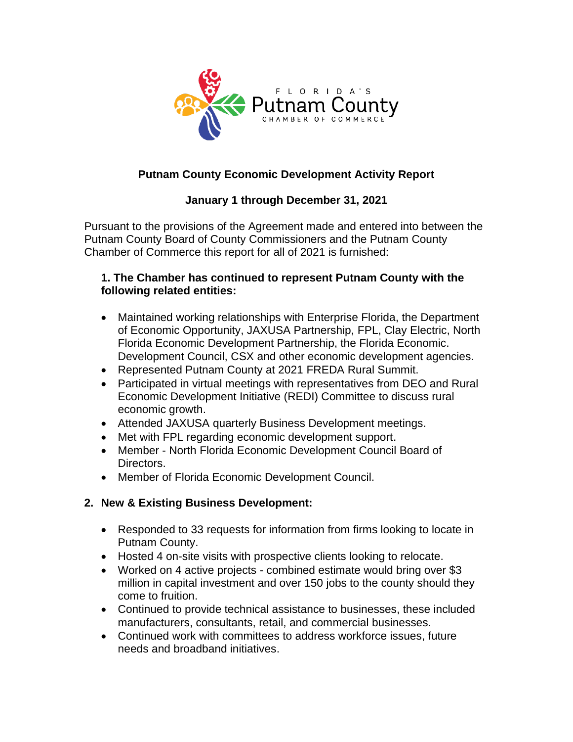**Putnam County Economic Development Activity Report**

**January 1 through December 31, 2021**

Pursuant to the provisions of the Agreement made and entered into between the Putnam County Board of County Commissioners and the Putnam County Chamber of Commerce this report for all of 2021 is furnished:

**1. The Chamber has continued to represent Putnam County with the following related entities:**

- Maintained working relationships with Enterprise Florida, the Department of Economic Opportunity, JAXUSA Partnership, FPL, Clay Electric, North Florida Economic Development Partnership, the Florida Economic. Development Council, CSX and other economic development agencies.
- Represented Putnam County at 2021 FREDA Rural Summit.
- Participated in virtual meetings with representatives from DEO and Rural Economic Development Initiative (REDI) Committee to discuss rural economic growth.
- Attended JAXUSA quarterly Business Development meetings.
- Met with FPL regarding economic development support.
- Member - North Florida Economic Development Council Board of Directors.
- Member of Florida Economic Development Council.

**2. New & Existing Business Development:**

- Responded to 33 requests for information from firms looking to locate in Putnam County.
- Hosted 4 on-site visits with prospective clients looking to relocate.
- Worked on 4 active projects - combined estimate would bring over $3 million in capital investment and over 150 jobs to the county should they come to fruition.
- Continued to provide technical assistance to businesses, these included manufacturers, consultants, retail, and commercial businesses.
- Continued work with committees to address workforce issues, future needs and broadband initiatives.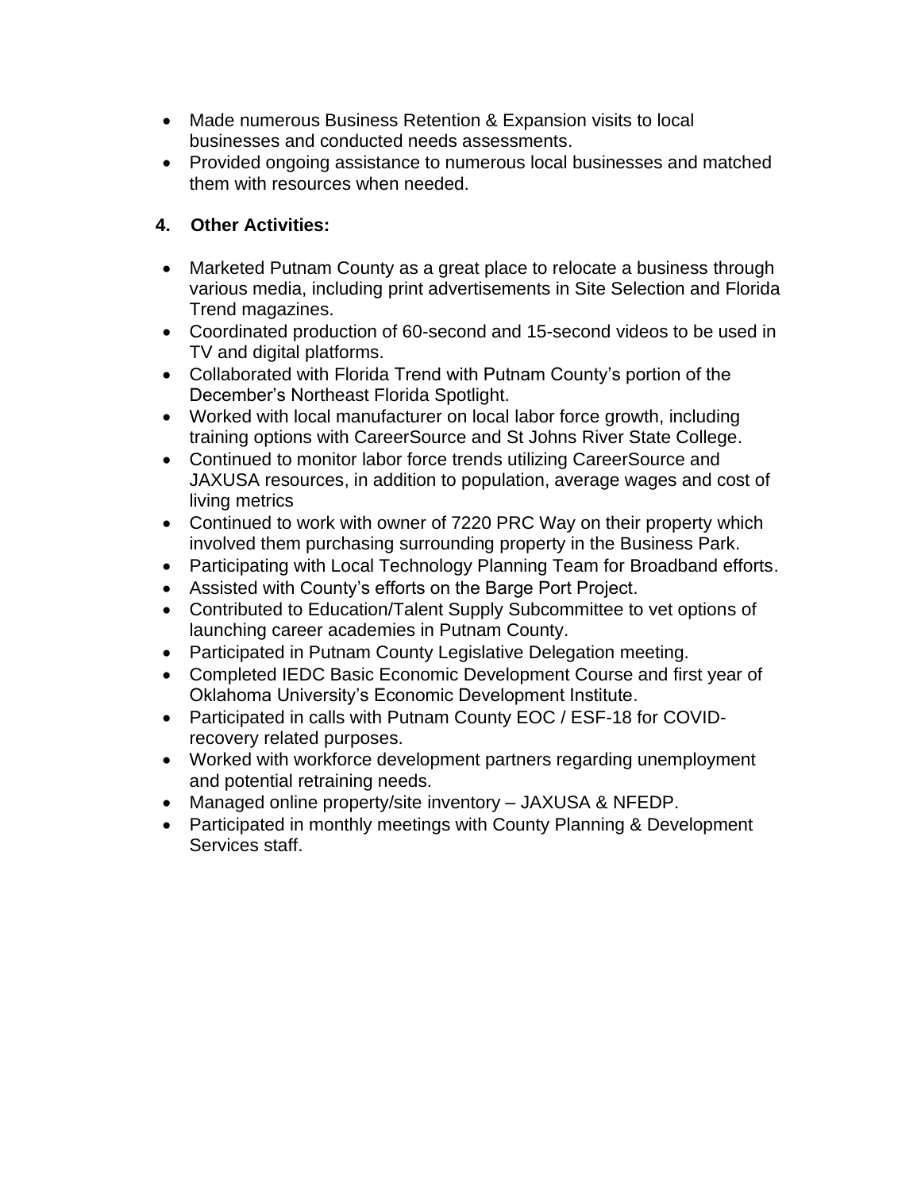- Made numerous Business Retention & Expansion visits to local businesses and conducted needs assessments.
- Provided ongoing assistance to numerous local businesses and matched them with resources when needed.

**4. Other Activities:**

- Marketed Putnam County as a great place to relocate a business through various media, including print advertisements in Site Selection and Florida Trend magazines.
- Coordinated production of 60-second and 15-second videos to be used in TV and digital platforms.
- Collaborated with Florida Trend with Putnam County's portion of the December's Northeast Florida Spotlight.
- Worked with local manufacturer on local labor force growth, including training options with CareerSource and St Johns River State College.
- Continued to monitor labor force trends utilizing CareerSource and JAXUSA resources, in addition to population, average wages and cost of living metrics
- Continued to work with owner of 7220 PRC Way on their property which involved them purchasing surrounding property in the Business Park.
- Participating with Local Technology Planning Team for Broadband efforts.
- Assisted with County's efforts on the Barge Port Project.
- Contributed to Education/Talent Supply Subcommittee to vet options of launching career academies in Putnam County.
- Participated in Putnam County Legislative Delegation meeting.
- Completed IEDC Basic Economic Development Course and first year of Oklahoma University's Economic Development Institute.
- Participated in calls with Putnam County EOC / ESF-18 for COVID-recovery related purposes.
- Worked with workforce development partners regarding unemployment and potential retraining needs.
- Managed online property/site inventory – JAXUSA & NFEDP.
- Participated in monthly meetings with County Planning & Development Services staff.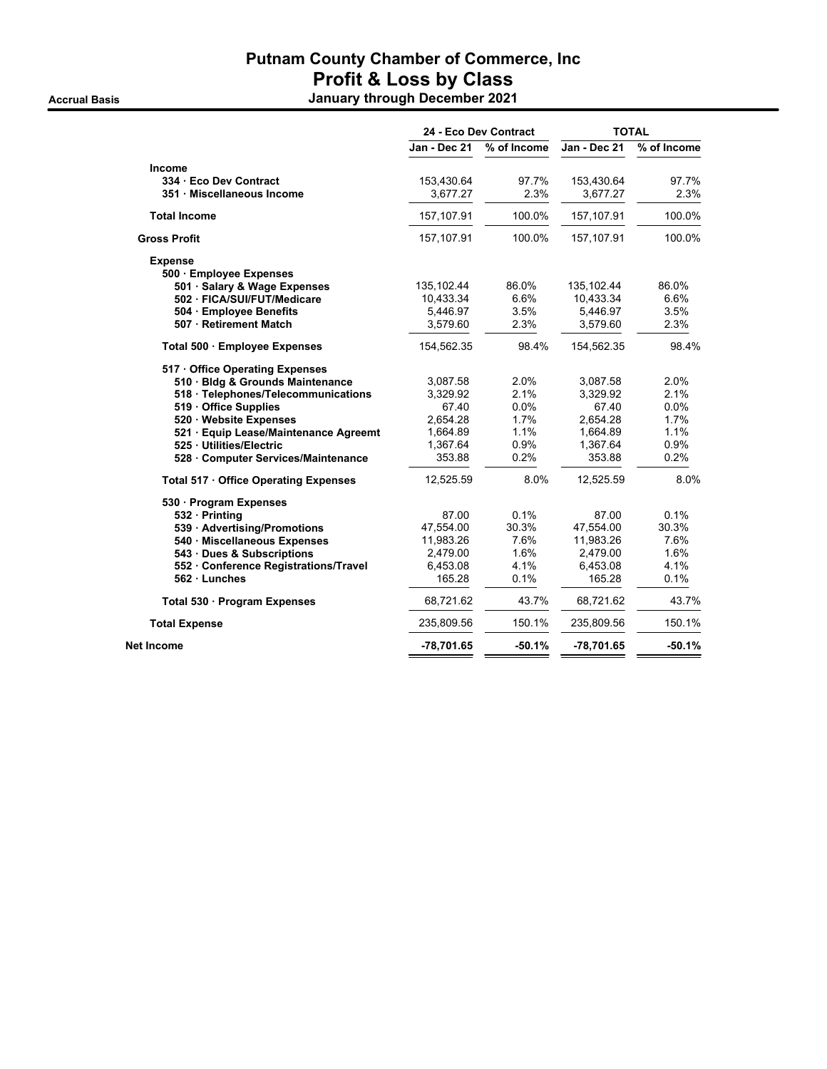# Putnam County Chamber of Commerce, Inc
## Profit & Loss by Class

**Accrual Basis** **January through December 2021**

| | 24 - Eco Dev Contract | | TOTAL | |
|---|---|---|---|---|
| | Jan - Dec 21 | % of Income | Jan - Dec 21 | % of Income |
| **Income** | | | | |
| **334 · Eco Dev Contract** | 153,430.64 | 97.7% | 153,430.64 | 97.7% |
| **351 · Miscellaneous Income** | 3,677.27 | 2.3% | 3,677.27 | 2.3% |
| **Total Income** | 157,107.91 | 100.0% | 157,107.91 | 100.0% |
| **Gross Profit** | 157,107.91 | 100.0% | 157,107.91 | 100.0% |
| **Expense** | | | | |
| **500 · Employee Expenses** | | | | |
| **501 · Salary & Wage Expenses** | 135,102.44 | 86.0% | 135,102.44 | 86.0% |
| **502 · FICA/SUI/FUT/Medicare** | 10,433.34 | 6.6% | 10,433.34 | 6.6% |
| **504 · Employee Benefits** | 5,446.97 | 3.5% | 5,446.97 | 3.5% |
| **507 · Retirement Match** | 3,579.60 | 2.3% | 3,579.60 | 2.3% |
| **Total 500 · Employee Expenses** | 154,562.35 | 98.4% | 154,562.35 | 98.4% |
| **517 · Office Operating Expenses** | | | | |
| **510 · Bldg & Grounds Maintenance** | 3,087.58 | 2.0% | 3,087.58 | 2.0% |
| **518 · Telephones/Telecommunications** | 3,329.92 | 2.1% | 3,329.92 | 2.1% |
| **519 · Office Supplies** | 67.40 | 0.0% | 67.40 | 0.0% |
| **520 · Website Expenses** | 2,654.28 | 1.7% | 2,654.28 | 1.7% |
| **521 · Equip Lease/Maintenance Agreemt** | 1,664.89 | 1.1% | 1,664.89 | 1.1% |
| **525 · Utilities/Electric** | 1,367.64 | 0.9% | 1,367.64 | 0.9% |
| **528 · Computer Services/Maintenance** | 353.88 | 0.2% | 353.88 | 0.2% |
| **Total 517 · Office Operating Expenses** | 12,525.59 | 8.0% | 12,525.59 | 8.0% |
| **530 · Program Expenses** | | | | |
| **532 · Printing** | 87.00 | 0.1% | 87.00 | 0.1% |
| **539 · Advertising/Promotions** | 47,554.00 | 30.3% | 47,554.00 | 30.3% |
| **540 · Miscellaneous Expenses** | 11,983.26 | 7.6% | 11,983.26 | 7.6% |
| **543 · Dues & Subscriptions** | 2,479.00 | 1.6% | 2,479.00 | 1.6% |
| **552 · Conference Registrations/Travel** | 6,453.08 | 4.1% | 6,453.08 | 4.1% |
| **562 · Lunches** | 165.28 | 0.1% | 165.28 | 0.1% |
| **Total 530 · Program Expenses** | 68,721.62 | 43.7% | 68,721.62 | 43.7% |
| **Total Expense** | 235,809.56 | 150.1% | 235,809.56 | 150.1% |
| **Net Income** | **-78,701.65** | **-50.1%** | **-78,701.65** | **-50.1%** |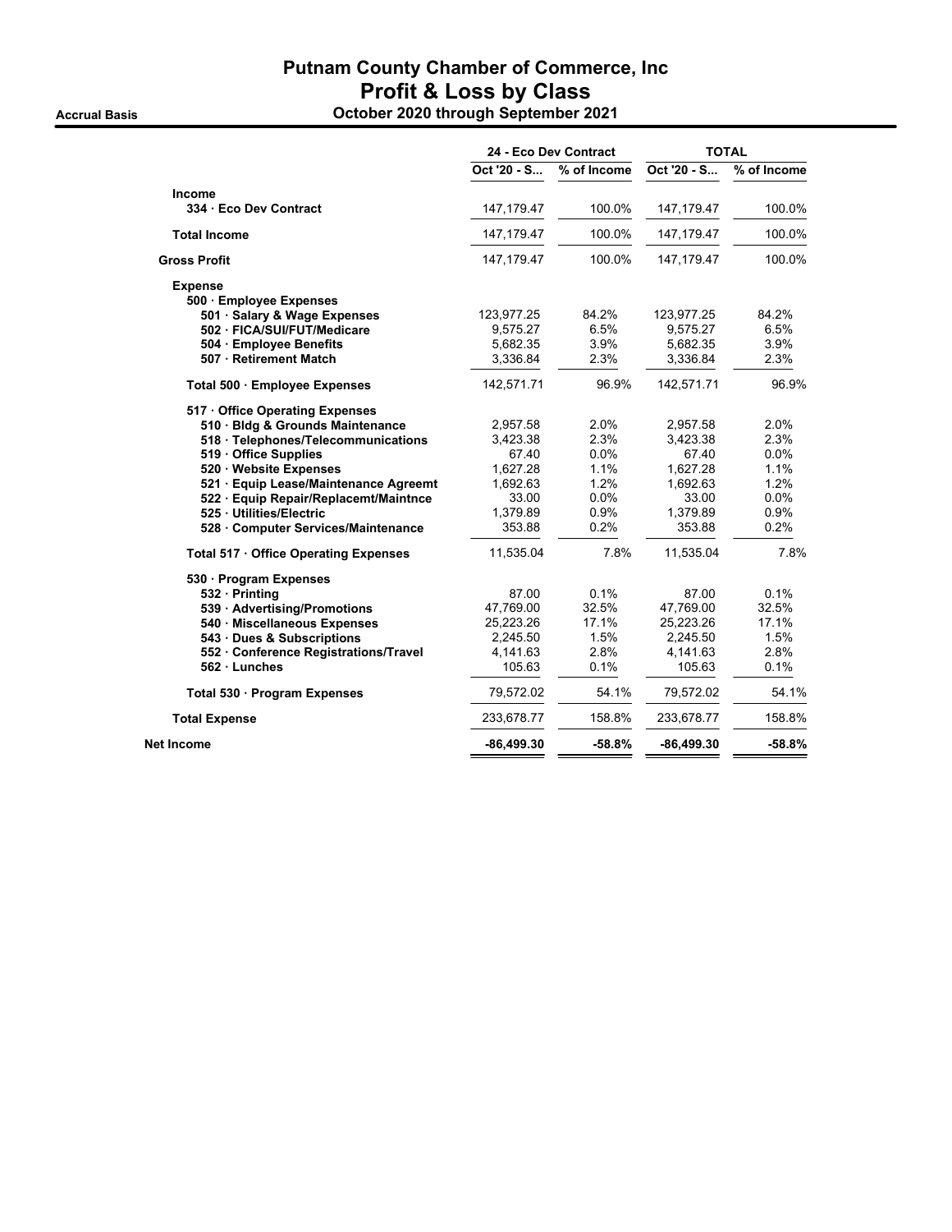# Putnam County Chamber of Commerce, Inc
## Profit & Loss by Class

Accrual Basis

**October 2020 through September 2021**

| | 24 - Eco Dev Contract | | TOTAL | |
|---|---|---|---|---|
| | Oct '20 - S... | % of Income | Oct '20 - S... | % of Income |
| **Income** | | | | |
| **334 · Eco Dev Contract** | 147,179.47 | 100.0% | 147,179.47 | 100.0% |
| **Total Income** | 147,179.47 | 100.0% | 147,179.47 | 100.0% |
| **Gross Profit** | 147,179.47 | 100.0% | 147,179.47 | 100.0% |
| **Expense** | | | | |
| **500 · Employee Expenses** | | | | |
| **501 · Salary & Wage Expenses** | 123,977.25 | 84.2% | 123,977.25 | 84.2% |
| **502 · FICA/SUI/FUT/Medicare** | 9,575.27 | 6.5% | 9,575.27 | 6.5% |
| **504 · Employee Benefits** | 5,682.35 | 3.9% | 5,682.35 | 3.9% |
| **507 · Retirement Match** | 3,336.84 | 2.3% | 3,336.84 | 2.3% |
| **Total 500 · Employee Expenses** | 142,571.71 | 96.9% | 142,571.71 | 96.9% |
| **517 · Office Operating Expenses** | | | | |
| **510 · Bldg & Grounds Maintenance** | 2,957.58 | 2.0% | 2,957.58 | 2.0% |
| **518 · Telephones/Telecommunications** | 3,423.38 | 2.3% | 3,423.38 | 2.3% |
| **519 · Office Supplies** | 67.40 | 0.0% | 67.40 | 0.0% |
| **520 · Website Expenses** | 1,627.28 | 1.1% | 1,627.28 | 1.1% |
| **521 · Equip Lease/Maintenance Agreemt** | 1,692.63 | 1.2% | 1,692.63 | 1.2% |
| **522 · Equip Repair/Replacemt/Maintnce** | 33.00 | 0.0% | 33.00 | 0.0% |
| **525 · Utilities/Electric** | 1,379.89 | 0.9% | 1,379.89 | 0.9% |
| **528 · Computer Services/Maintenance** | 353.88 | 0.2% | 353.88 | 0.2% |
| **Total 517 · Office Operating Expenses** | 11,535.04 | 7.8% | 11,535.04 | 7.8% |
| **530 · Program Expenses** | | | | |
| **532 · Printing** | 87.00 | 0.1% | 87.00 | 0.1% |
| **539 · Advertising/Promotions** | 47,769.00 | 32.5% | 47,769.00 | 32.5% |
| **540 · Miscellaneous Expenses** | 25,223.26 | 17.1% | 25,223.26 | 17.1% |
| **543 · Dues & Subscriptions** | 2,245.50 | 1.5% | 2,245.50 | 1.5% |
| **552 · Conference Registrations/Travel** | 4,141.63 | 2.8% | 4,141.63 | 2.8% |
| **562 · Lunches** | 105.63 | 0.1% | 105.63 | 0.1% |
| **Total 530 · Program Expenses** | 79,572.02 | 54.1% | 79,572.02 | 54.1% |
| **Total Expense** | 233,678.77 | 158.8% | 233,678.77 | 158.8% |
| **Net Income** | **-86,499.30** | **-58.8%** | **-86,499.30** | **-58.8%** |